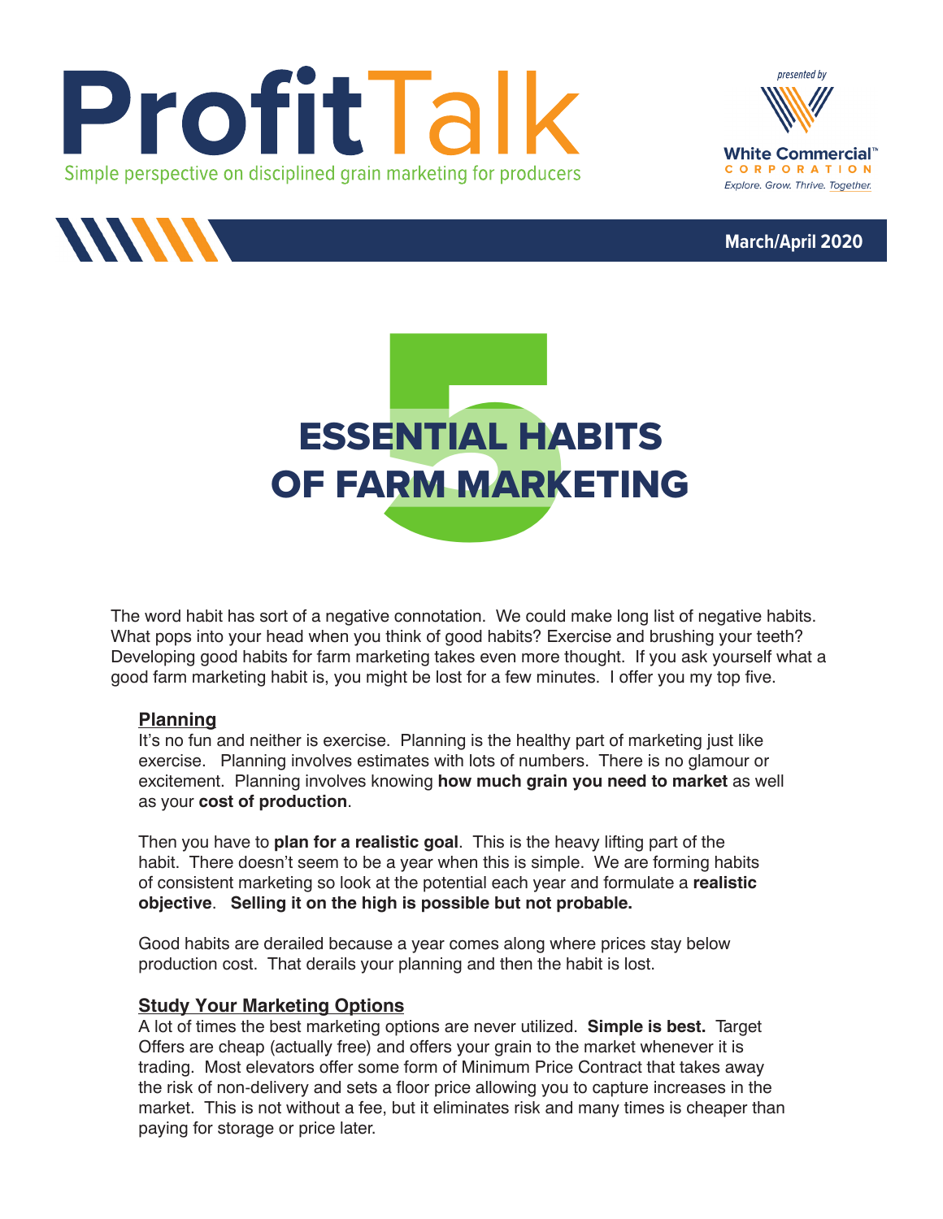# ProfitTalk

Simple perspective on disciplined grain marketing for producers

presented by White Commercial™ CORPORATION — Explore. Grow. Thrive. Together.

March/April 2020

## 5 ESSENTIAL HABITS OF FARM MARKETING

The word habit has sort of a negative connotation. We could make long list of negative habits. What pops into your head when you think of good habits? Exercise and brushing your teeth? Developing good habits for farm marketing takes even more thought. If you ask yourself what a good farm marketing habit is, you might be lost for a few minutes. I offer you my top five.

### Planning

It's no fun and neither is exercise. Planning is the healthy part of marketing just like exercise. Planning involves estimates with lots of numbers. There is no glamour or excitement. Planning involves knowing **how much grain you need to market** as well as your **cost of production**.

Then you have to **plan for a realistic goal**. This is the heavy lifting part of the habit. There doesn't seem to be a year when this is simple. We are forming habits of consistent marketing so look at the potential each year and formulate a **realistic objective**. **Selling it on the high is possible but not probable.**

Good habits are derailed because a year comes along where prices stay below production cost. That derails your planning and then the habit is lost.

### Study Your Marketing Options

A lot of times the best marketing options are never utilized. **Simple is best.** Target Offers are cheap (actually free) and offers your grain to the market whenever it is trading. Most elevators offer some form of Minimum Price Contract that takes away the risk of non-delivery and sets a floor price allowing you to capture increases in the market. This is not without a fee, but it eliminates risk and many times is cheaper than paying for storage or price later.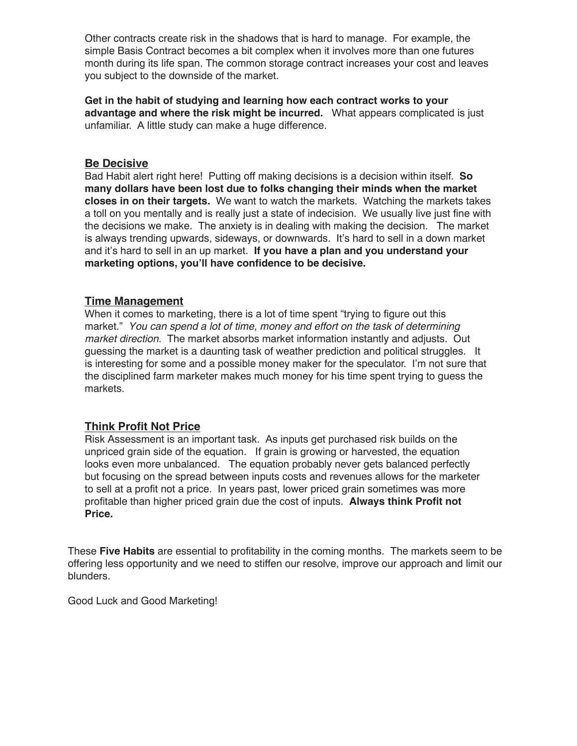Other contracts create risk in the shadows that is hard to manage. For example, the simple Basis Contract becomes a bit complex when it involves more than one futures month during its life span. The common storage contract increases your cost and leaves you subject to the downside of the market.

**Get in the habit of studying and learning how each contract works to your advantage and where the risk might be incurred.** What appears complicated is just unfamiliar. A little study can make a huge difference.

## Be Decisive

Bad Habit alert right here! Putting off making decisions is a decision within itself. **So many dollars have been lost due to folks changing their minds when the market closes in on their targets.** We want to watch the markets. Watching the markets takes a toll on you mentally and is really just a state of indecision. We usually live just fine with the decisions we make. The anxiety is in dealing with making the decision. The market is always trending upwards, sideways, or downwards. It's hard to sell in a down market and it's hard to sell in an up market. **If you have a plan and you understand your marketing options, you'll have confidence to be decisive.**

## Time Management

When it comes to marketing, there is a lot of time spent "trying to figure out this market." *You can spend a lot of time, money and effort on the task of determining market direction.* The market absorbs market information instantly and adjusts. Out guessing the market is a daunting task of weather prediction and political struggles. It is interesting for some and a possible money maker for the speculator. I'm not sure that the disciplined farm marketer makes much money for his time spent trying to guess the markets.

## Think Profit Not Price

Risk Assessment is an important task. As inputs get purchased risk builds on the unpriced grain side of the equation. If grain is growing or harvested, the equation looks even more unbalanced. The equation probably never gets balanced perfectly but focusing on the spread between inputs costs and revenues allows for the marketer to sell at a profit not a price. In years past, lower priced grain sometimes was more profitable than higher priced grain due the cost of inputs. **Always think Profit not Price.**

These **Five Habits** are essential to profitability in the coming months. The markets seem to be offering less opportunity and we need to stiffen our resolve, improve our approach and limit our blunders.

Good Luck and Good Marketing!